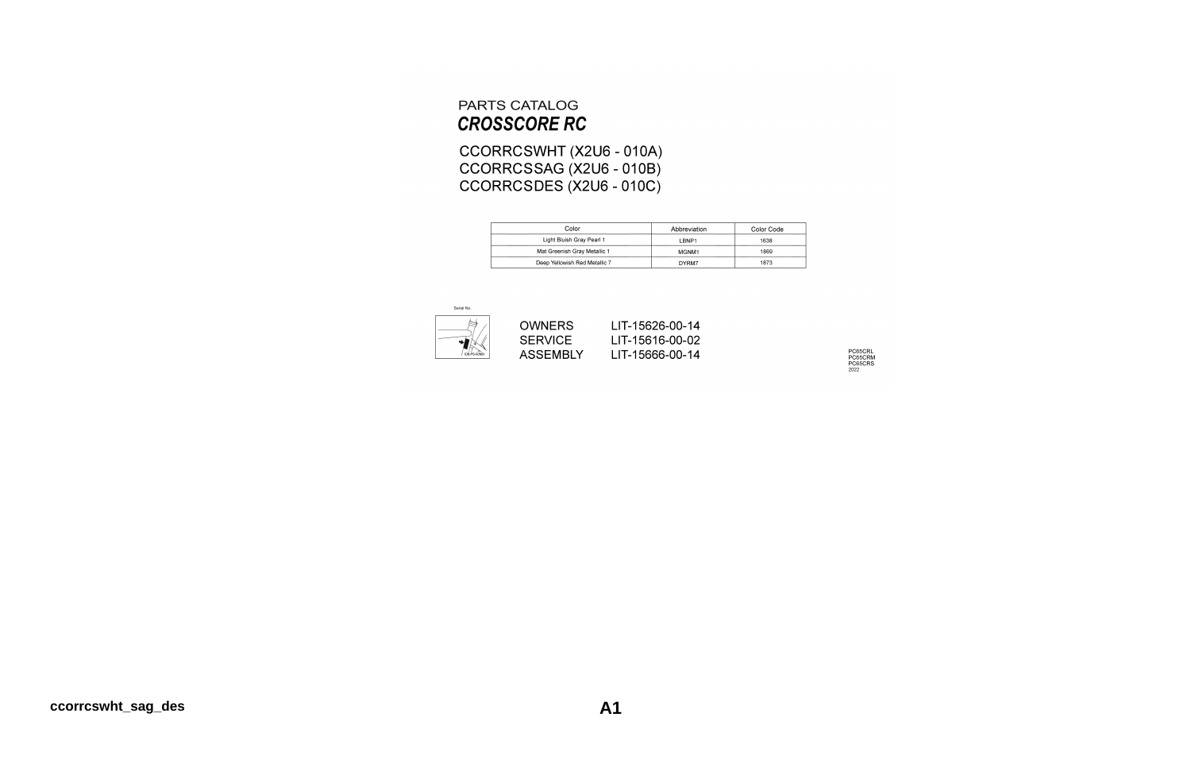PARTS CATALOG

# *CROSSCORE RC*

CCORRCSWHT (X2U6 - 010A)
CCORRCSSAG (X2U6 - 010B)
CCORRCSDES (X2U6 - 010C)

| Color | Abbreviation | Color Code |
| --- | --- | --- |
| Light Bluish Gray Pearl 1 | LBNP1 | 1638 |
| Mat Greenish Gray Metallic 1 | MGNM1 | 1869 |
| Deep Yellowish Red Metallic 7 | DYRM7 | 1873 |

Serial No.

| | |
| --- | --- |
| OWNERS | LIT-15626-00-14 |
| SERVICE | LIT-15616-00-02 |
| ASSEMBLY | LIT-15666-00-14 |

PC65CRL
PC65CRM
PC65CRS
2022

ccorrcswht_sag_des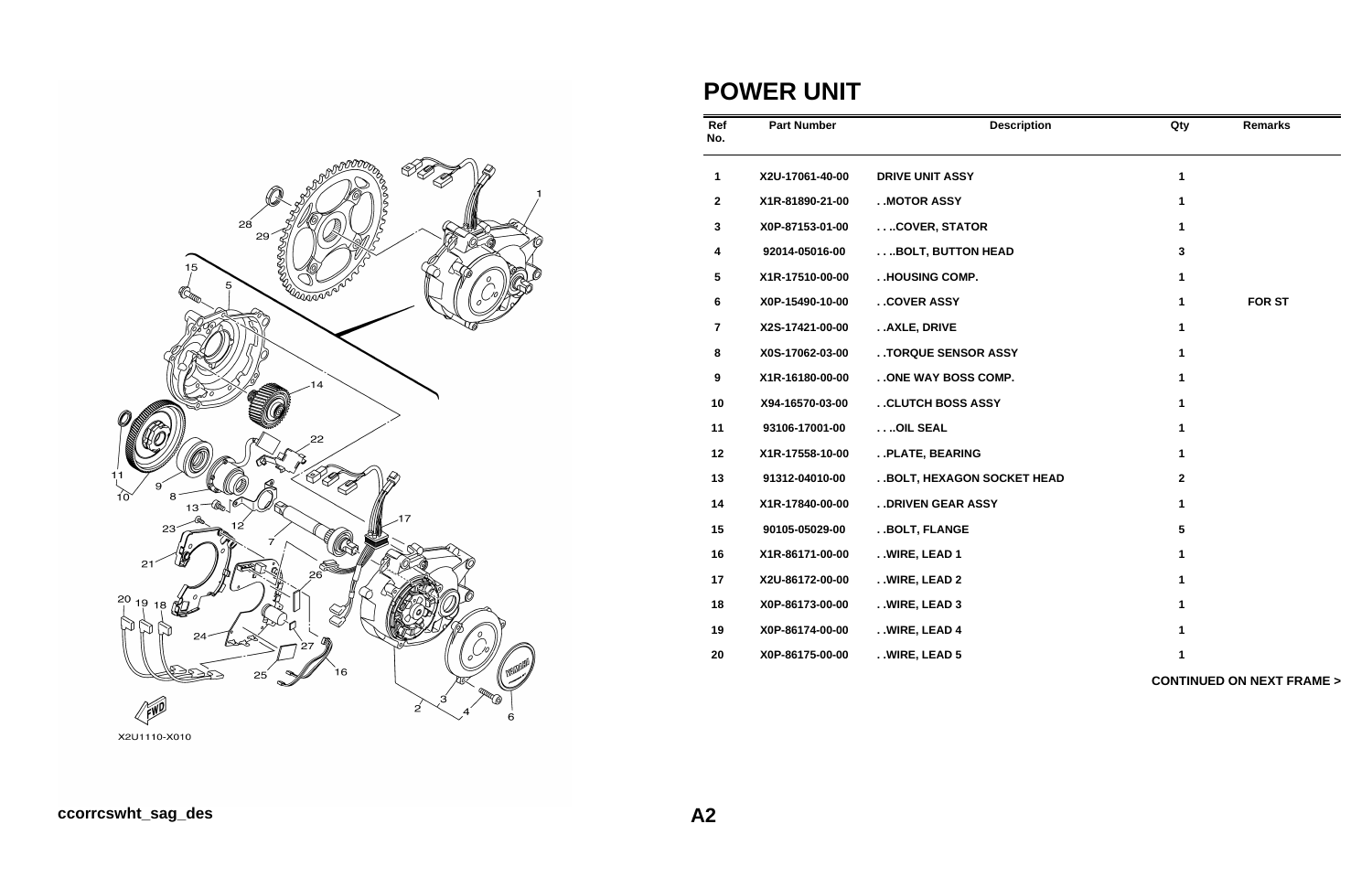# POWER UNIT

| Ref No. | Part Number | Description | Qty | Remarks |
|---|---|---|---|---|
| 1 | X2U-17061-40-00 | DRIVE UNIT ASSY | 1 | |
| 2 | X1R-81890-21-00 | . .MOTOR ASSY | 1 | |
| 3 | X0P-87153-01-00 | . . . .COVER, STATOR | 1 | |
| 4 | 92014-05016-00 | . . . .BOLT, BUTTON HEAD | 3 | |
| 5 | X1R-17510-00-00 | . .HOUSING COMP. | 1 | |
| 6 | X0P-15490-10-00 | . .COVER ASSY | 1 | FOR ST |
| 7 | X2S-17421-00-00 | . .AXLE, DRIVE | 1 | |
| 8 | X0S-17062-03-00 | . .TORQUE SENSOR ASSY | 1 | |
| 9 | X1R-16180-00-00 | . .ONE WAY BOSS COMP. | 1 | |
| 10 | X94-16570-03-00 | . .CLUTCH BOSS ASSY | 1 | |
| 11 | 93106-17001-00 | . . . .OIL SEAL | 1 | |
| 12 | X1R-17558-10-00 | . .PLATE, BEARING | 1 | |
| 13 | 91312-04010-00 | . .BOLT, HEXAGON SOCKET HEAD | 2 | |
| 14 | X1R-17840-00-00 | . .DRIVEN GEAR ASSY | 1 | |
| 15 | 90105-05029-00 | . .BOLT, FLANGE | 5 | |
| 16 | X1R-86171-00-00 | . .WIRE, LEAD 1 | 1 | |
| 17 | X2U-86172-00-00 | . .WIRE, LEAD 2 | 1 | |
| 18 | X0P-86173-00-00 | . .WIRE, LEAD 3 | 1 | |
| 19 | X0P-86174-00-00 | . .WIRE, LEAD 4 | 1 | |
| 20 | X0P-86175-00-00 | . .WIRE, LEAD 5 | 1 | |

**CONTINUED ON NEXT FRAME >**

X2U1110-X010

ccorrcswht_sag_des

A2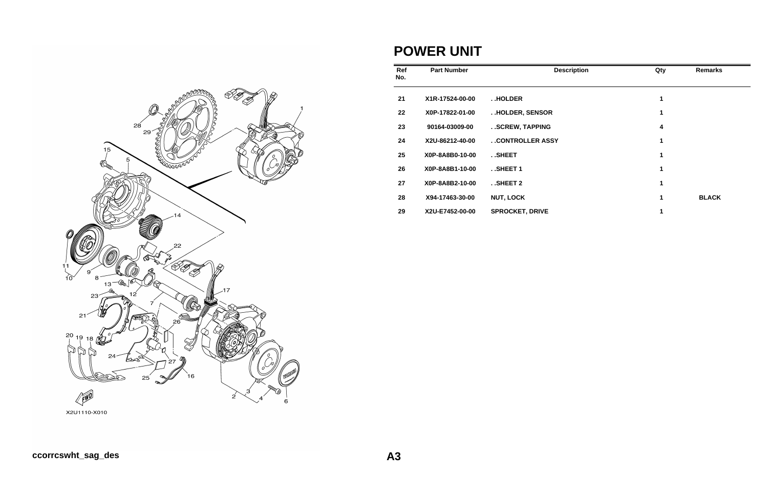# POWER UNIT

| Ref No. | Part Number | Description | Qty | Remarks |
|---|---|---|---|---|
| 21 | X1R-17524-00-00 | . .HOLDER | 1 | |
| 22 | X0P-17822-01-00 | . .HOLDER, SENSOR | 1 | |
| 23 | 90164-03009-00 | . .SCREW, TAPPING | 4 | |
| 24 | X2U-86212-40-00 | . .CONTROLLER ASSY | 1 | |
| 25 | X0P-8A8B0-10-00 | . .SHEET | 1 | |
| 26 | X0P-8A8B1-10-00 | . .SHEET 1 | 1 | |
| 27 | X0P-8A8B2-10-00 | . .SHEET 2 | 1 | |
| 28 | X94-17463-30-00 | NUT, LOCK | 1 | BLACK |
| 29 | X2U-E7452-00-00 | SPROCKET, DRIVE | 1 | |

X2U1110-X010

ccorrcswht_sag_des

A3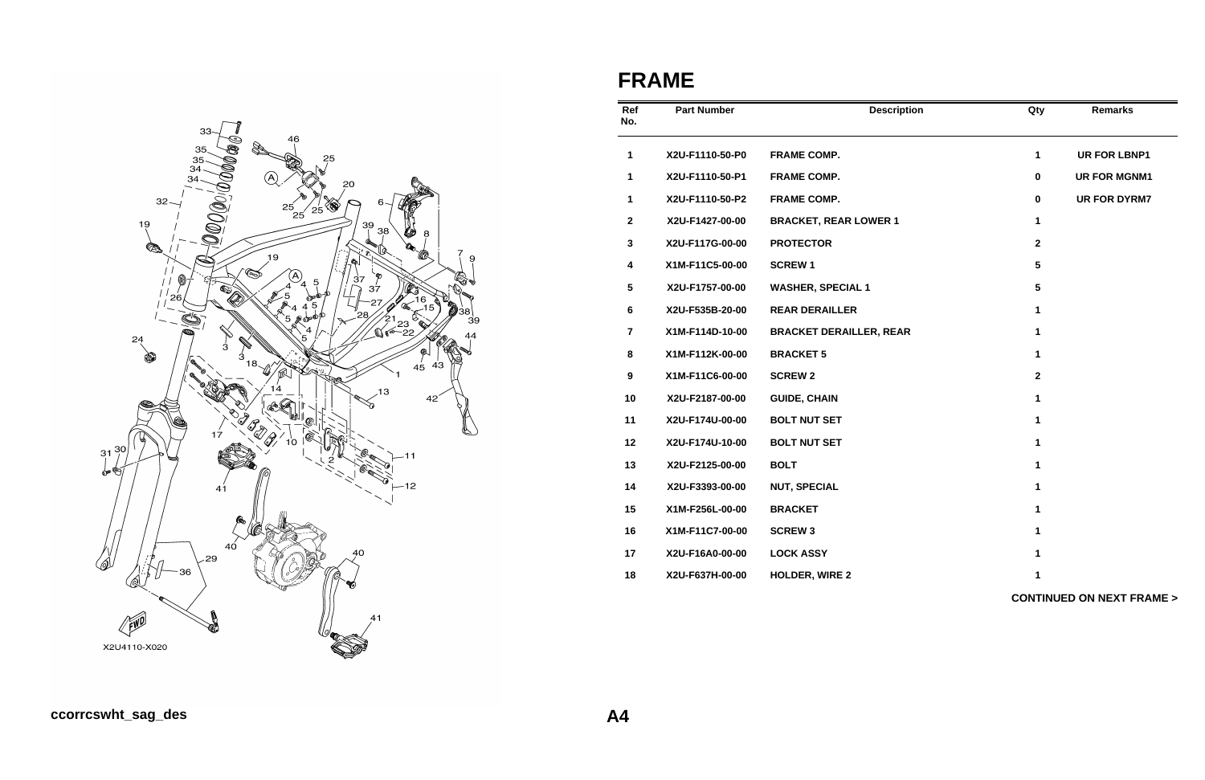# FRAME

| Ref No. | Part Number | Description | Qty | Remarks |
|---|---|---|---|---|
| 1 | X2U-F1110-50-P0 | FRAME COMP. | 1 | UR FOR LBNP1 |
| 1 | X2U-F1110-50-P1 | FRAME COMP. | 0 | UR FOR MGNM1 |
| 1 | X2U-F1110-50-P2 | FRAME COMP. | 0 | UR FOR DYRM7 |
| 2 | X2U-F1427-00-00 | BRACKET, REAR LOWER 1 | 1 | |
| 3 | X2U-F117G-00-00 | PROTECTOR | 2 | |
| 4 | X1M-F11C5-00-00 | SCREW 1 | 5 | |
| 5 | X2U-F1757-00-00 | WASHER, SPECIAL 1 | 5 | |
| 6 | X2U-F535B-20-00 | REAR DERAILLER | 1 | |
| 7 | X1M-F114D-10-00 | BRACKET DERAILLER, REAR | 1 | |
| 8 | X1M-F112K-00-00 | BRACKET 5 | 1 | |
| 9 | X1M-F11C6-00-00 | SCREW 2 | 2 | |
| 10 | X2U-F2187-00-00 | GUIDE, CHAIN | 1 | |
| 11 | X2U-F174U-00-00 | BOLT NUT SET | 1 | |
| 12 | X2U-F174U-10-00 | BOLT NUT SET | 1 | |
| 13 | X2U-F2125-00-00 | BOLT | 1 | |
| 14 | X2U-F3393-00-00 | NUT, SPECIAL | 1 | |
| 15 | X1M-F256L-00-00 | BRACKET | 1 | |
| 16 | X1M-F11C7-00-00 | SCREW 3 | 1 | |
| 17 | X2U-F16A0-00-00 | LOCK ASSY | 1 | |
| 18 | X2U-F637H-00-00 | HOLDER, WIRE 2 | 1 | |

**CONTINUED ON NEXT FRAME >**

X2U4110-X020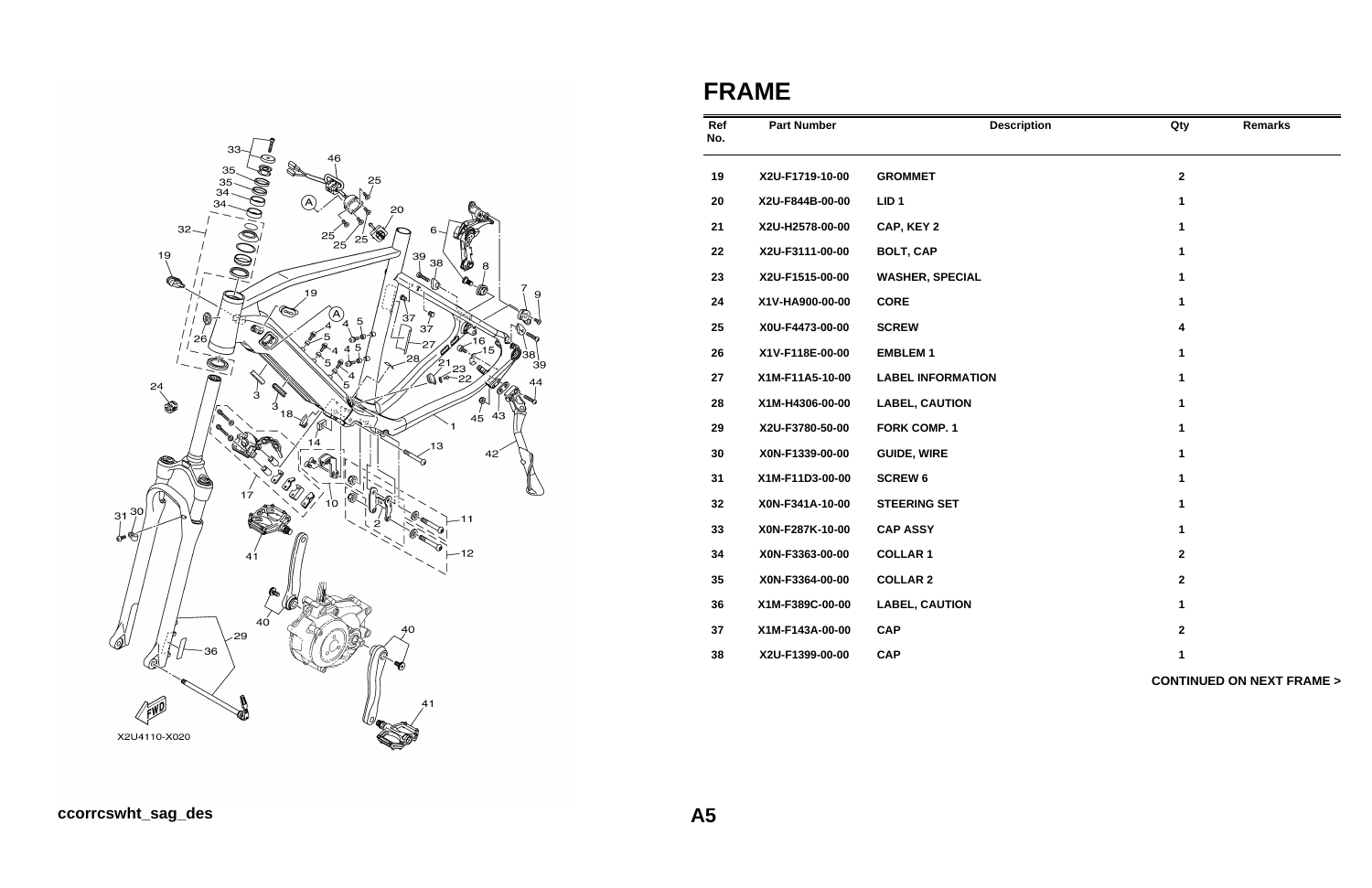# FRAME

| Ref No. | Part Number | Description | Qty | Remarks |
|---|---|---|---|---|
| 19 | X2U-F1719-10-00 | GROMMET | 2 | |
| 20 | X2U-F844B-00-00 | LID 1 | 1 | |
| 21 | X2U-H2578-00-00 | CAP, KEY 2 | 1 | |
| 22 | X2U-F3111-00-00 | BOLT, CAP | 1 | |
| 23 | X2U-F1515-00-00 | WASHER, SPECIAL | 1 | |
| 24 | X1V-HA900-00-00 | CORE | 1 | |
| 25 | X0U-F4473-00-00 | SCREW | 4 | |
| 26 | X1V-F118E-00-00 | EMBLEM 1 | 1 | |
| 27 | X1M-F11A5-10-00 | LABEL INFORMATION | 1 | |
| 28 | X1M-H4306-00-00 | LABEL, CAUTION | 1 | |
| 29 | X2U-F3780-50-00 | FORK COMP. 1 | 1 | |
| 30 | X0N-F1339-00-00 | GUIDE, WIRE | 1 | |
| 31 | X1M-F11D3-00-00 | SCREW 6 | 1 | |
| 32 | X0N-F341A-10-00 | STEERING SET | 1 | |
| 33 | X0N-F287K-10-00 | CAP ASSY | 1 | |
| 34 | X0N-F3363-00-00 | COLLAR 1 | 2 | |
| 35 | X0N-F3364-00-00 | COLLAR 2 | 2 | |
| 36 | X1M-F389C-00-00 | LABEL, CAUTION | 1 | |
| 37 | X1M-F143A-00-00 | CAP | 2 | |
| 38 | X2U-F1399-00-00 | CAP | 1 | |

**CONTINUED ON NEXT FRAME >**

X2U4110-X020

ccorrcswht_sag_des

A5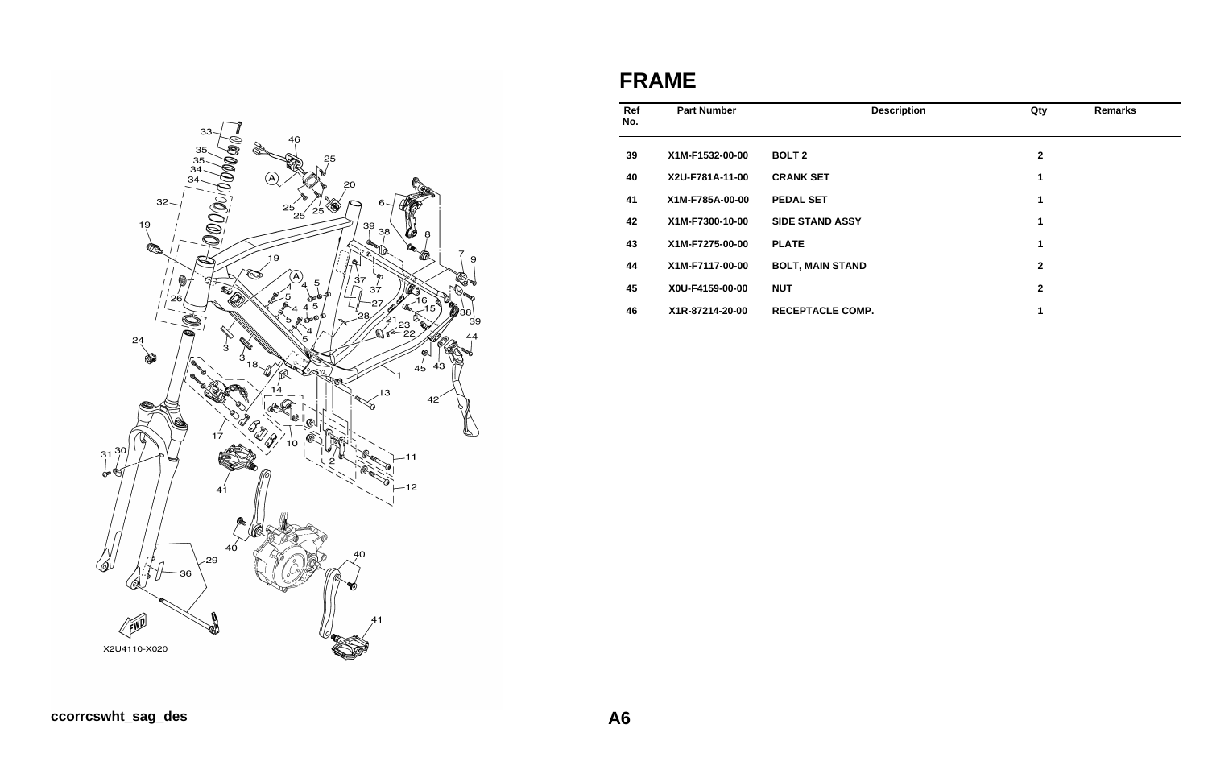# FRAME

| Ref No. | Part Number | Description | Qty | Remarks |
|---|---|---|---|---|
| 39 | X1M-F1532-00-00 | BOLT 2 | 2 | |
| 40 | X2U-F781A-11-00 | CRANK SET | 1 | |
| 41 | X1M-F785A-00-00 | PEDAL SET | 1 | |
| 42 | X1M-F7300-10-00 | SIDE STAND ASSY | 1 | |
| 43 | X1M-F7275-00-00 | PLATE | 1 | |
| 44 | X1M-F7117-00-00 | BOLT, MAIN STAND | 2 | |
| 45 | X0U-F4159-00-00 | NUT | 2 | |
| 46 | X1R-87214-20-00 | RECEPTACLE COMP. | 1 | |

ccorrcswht_sag_des

A6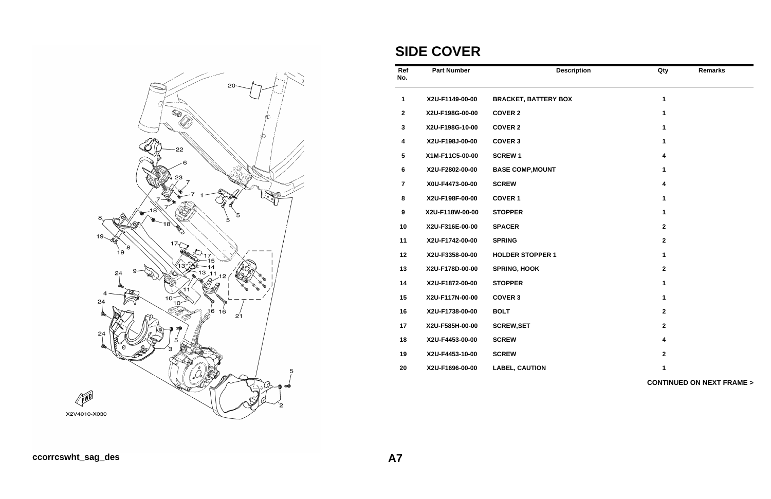# SIDE COVER

| Ref No. | Part Number | Description | Qty | Remarks |
|---|---|---|---|---|
| 1 | X2U-F1149-00-00 | BRACKET, BATTERY BOX | 1 | |
| 2 | X2U-F198G-00-00 | COVER 2 | 1 | |
| 3 | X2U-F198G-10-00 | COVER 2 | 1 | |
| 4 | X2U-F198J-00-00 | COVER 3 | 1 | |
| 5 | X1M-F11C5-00-00 | SCREW 1 | 4 | |
| 6 | X2U-F2802-00-00 | BASE COMP,MOUNT | 1 | |
| 7 | X0U-F4473-00-00 | SCREW | 4 | |
| 8 | X2U-F198F-00-00 | COVER 1 | 1 | |
| 9 | X2U-F118W-00-00 | STOPPER | 1 | |
| 10 | X2U-F316E-00-00 | SPACER | 2 | |
| 11 | X2U-F1742-00-00 | SPRING | 2 | |
| 12 | X2U-F3358-00-00 | HOLDER STOPPER 1 | 1 | |
| 13 | X2U-F178D-00-00 | SPRING, HOOK | 2 | |
| 14 | X2U-F1872-00-00 | STOPPER | 1 | |
| 15 | X2U-F117N-00-00 | COVER 3 | 1 | |
| 16 | X2U-F1738-00-00 | BOLT | 2 | |
| 17 | X2U-F585H-00-00 | SCREW,SET | 2 | |
| 18 | X2U-F4453-00-00 | SCREW | 4 | |
| 19 | X2U-F4453-10-00 | SCREW | 2 | |
| 20 | X2U-F1696-00-00 | LABEL, CAUTION | 1 | |

**CONTINUED ON NEXT FRAME >**

X2V4010-X030

ccorrcswht_sag_des

**A7**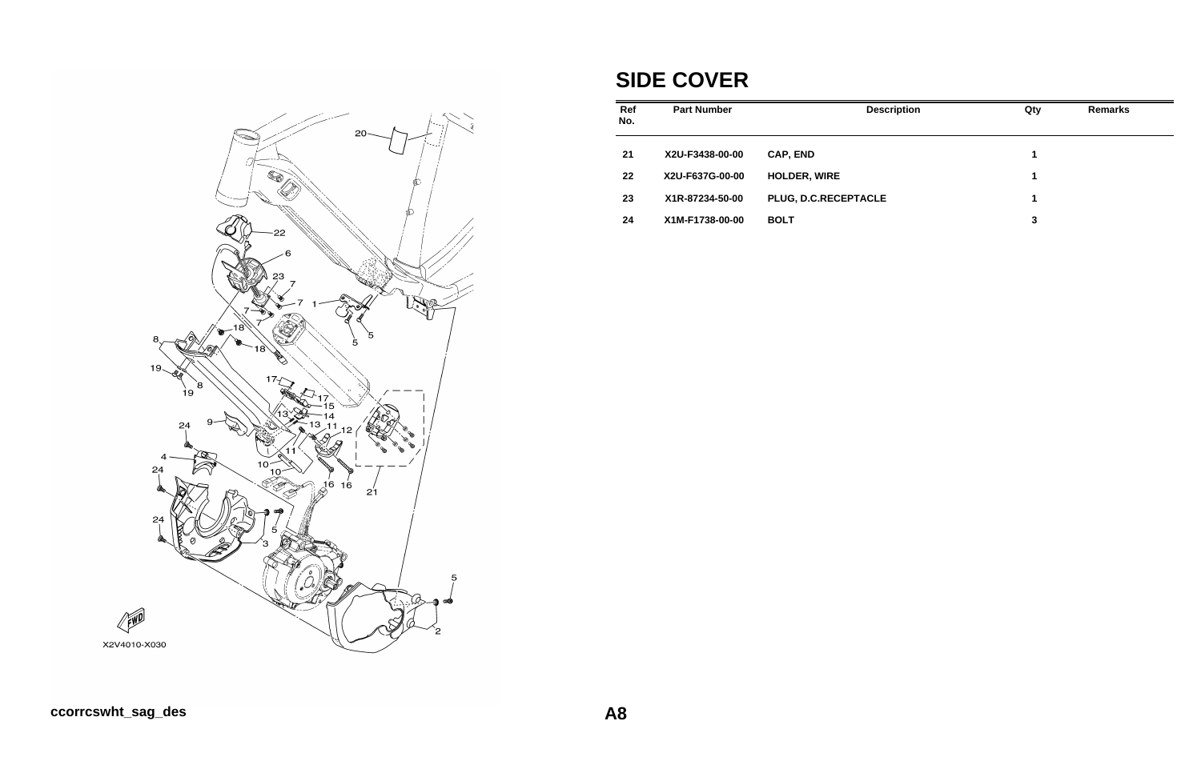# SIDE COVER

| Ref No. | Part Number | Description | Qty | Remarks |
|---|---|---|---|---|
| 21 | X2U-F3438-00-00 | CAP, END | 1 | |
| 22 | X2U-F637G-00-00 | HOLDER, WIRE | 1 | |
| 23 | X1R-87234-50-00 | PLUG, D.C.RECEPTACLE | 1 | |
| 24 | X1M-F1738-00-00 | BOLT | 3 | |

X2V4010-X030

ccorrcswht_sag_des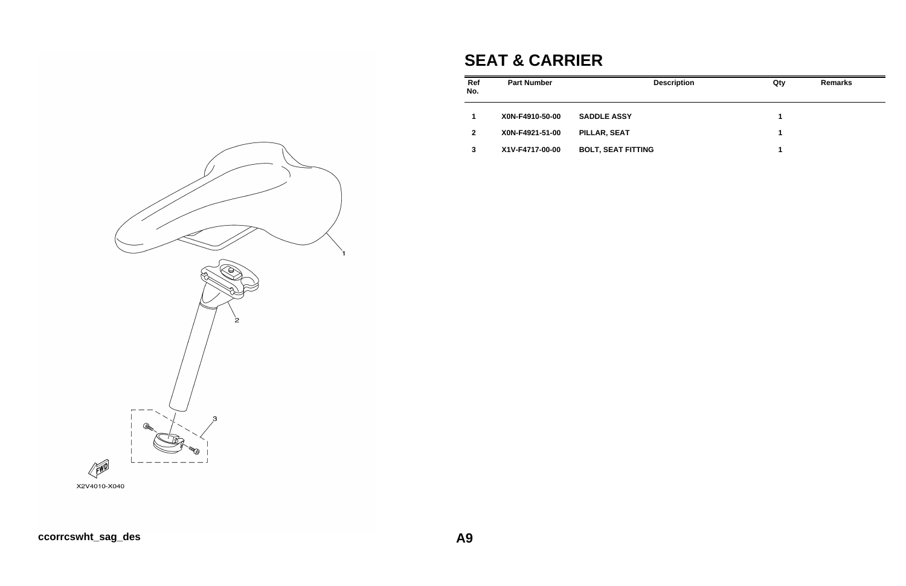# SEAT & CARRIER

| Ref No. | Part Number | Description | Qty | Remarks |
|---|---|---|---|---|
| 1 | X0N-F4910-50-00 | SADDLE ASSY | 1 | |
| 2 | X0N-F4921-51-00 | PILLAR, SEAT | 1 | |
| 3 | X1V-F4717-00-00 | BOLT, SEAT FITTING | 1 | |

X2V4010-X040

ccorrcswht_sag_des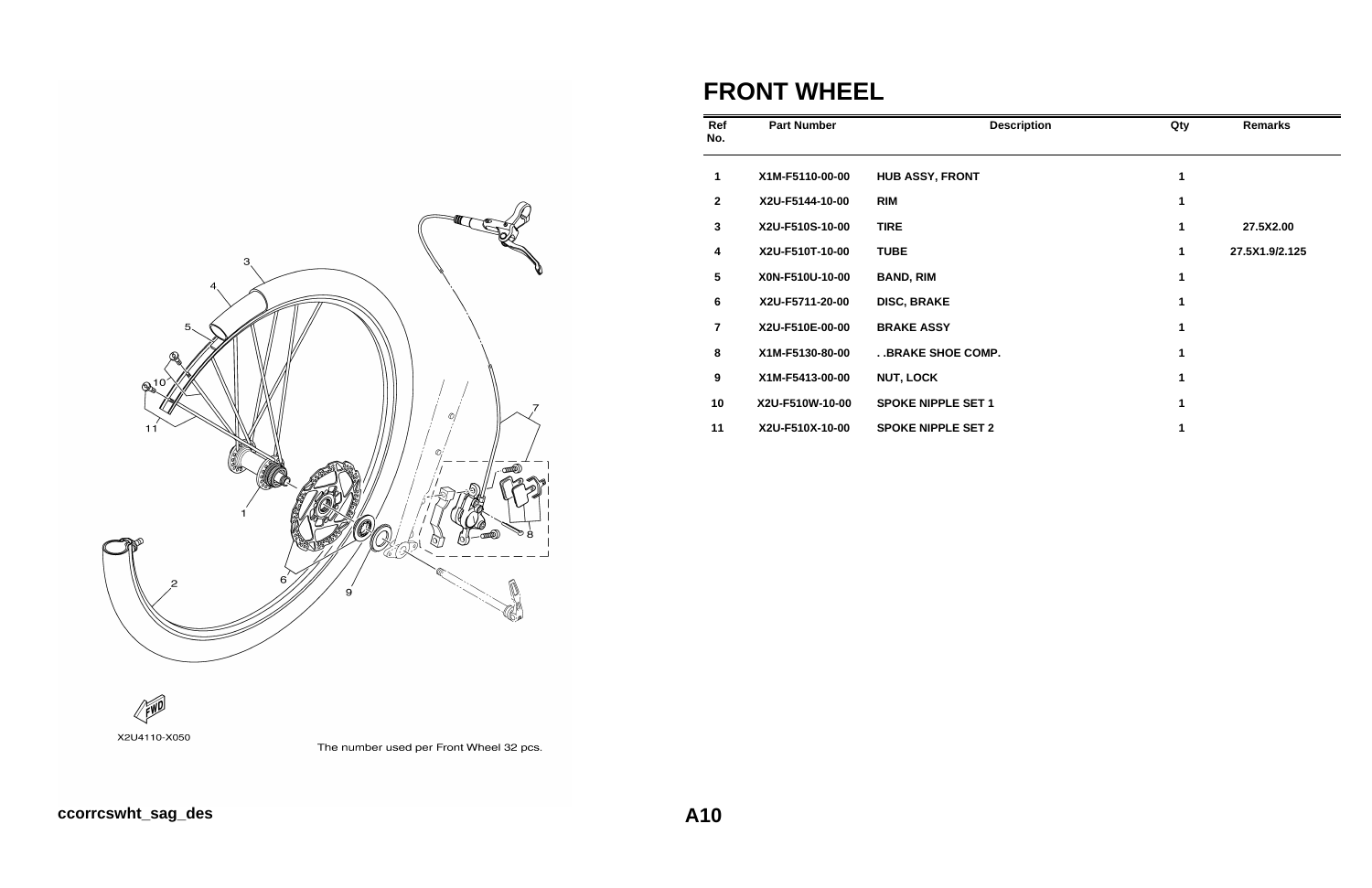# FRONT WHEEL

| Ref No. | Part Number | Description | Qty | Remarks |
|---|---|---|---|---|
| 1 | X1M-F5110-00-00 | HUB ASSY, FRONT | 1 | |
| 2 | X2U-F5144-10-00 | RIM | 1 | |
| 3 | X2U-F510S-10-00 | TIRE | 1 | 27.5X2.00 |
| 4 | X2U-F510T-10-00 | TUBE | 1 | 27.5X1.9/2.125 |
| 5 | X0N-F510U-10-00 | BAND, RIM | 1 | |
| 6 | X2U-F5711-20-00 | DISC, BRAKE | 1 | |
| 7 | X2U-F510E-00-00 | BRAKE ASSY | 1 | |
| 8 | X1M-F5130-80-00 | . .BRAKE SHOE COMP. | 1 | |
| 9 | X1M-F5413-00-00 | NUT, LOCK | 1 | |
| 10 | X2U-F510W-10-00 | SPOKE NIPPLE SET 1 | 1 | |
| 11 | X2U-F510X-10-00 | SPOKE NIPPLE SET 2 | 1 | |

X2U4110-X050

The number used per Front Wheel 32 pcs.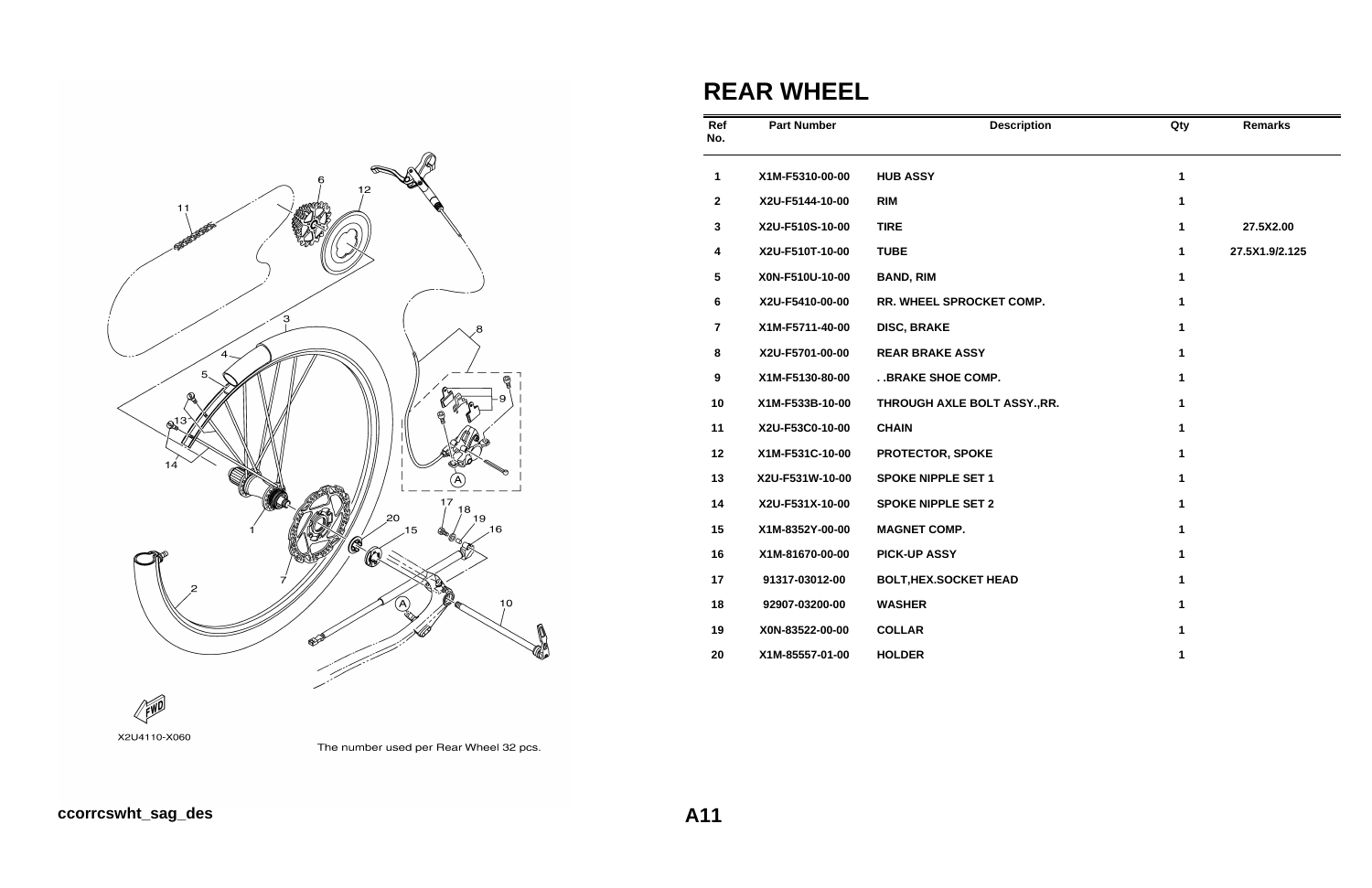X2U4110-X060

The number used per Rear Wheel 32 pcs.

# REAR WHEEL

| Ref No. | Part Number | Description | Qty | Remarks |
|---|---|---|---|---|
| 1 | X1M-F5310-00-00 | HUB ASSY | 1 | |
| 2 | X2U-F5144-10-00 | RIM | 1 | |
| 3 | X2U-F510S-10-00 | TIRE | 1 | 27.5X2.00 |
| 4 | X2U-F510T-10-00 | TUBE | 1 | 27.5X1.9/2.125 |
| 5 | X0N-F510U-10-00 | BAND, RIM | 1 | |
| 6 | X2U-F5410-00-00 | RR. WHEEL SPROCKET COMP. | 1 | |
| 7 | X1M-F5711-40-00 | DISC, BRAKE | 1 | |
| 8 | X2U-F5701-00-00 | REAR BRAKE ASSY | 1 | |
| 9 | X1M-F5130-80-00 | . .BRAKE SHOE COMP. | 1 | |
| 10 | X1M-F533B-10-00 | THROUGH AXLE BOLT ASSY.,RR. | 1 | |
| 11 | X2U-F53C0-10-00 | CHAIN | 1 | |
| 12 | X1M-F531C-10-00 | PROTECTOR, SPOKE | 1 | |
| 13 | X2U-F531W-10-00 | SPOKE NIPPLE SET 1 | 1 | |
| 14 | X2U-F531X-10-00 | SPOKE NIPPLE SET 2 | 1 | |
| 15 | X1M-8352Y-00-00 | MAGNET COMP. | 1 | |
| 16 | X1M-81670-00-00 | PICK-UP ASSY | 1 | |
| 17 | 91317-03012-00 | BOLT,HEX.SOCKET HEAD | 1 | |
| 18 | 92907-03200-00 | WASHER | 1 | |
| 19 | X0N-83522-00-00 | COLLAR | 1 | |
| 20 | X1M-85557-01-00 | HOLDER | 1 | |

ccorrcswht_sag_des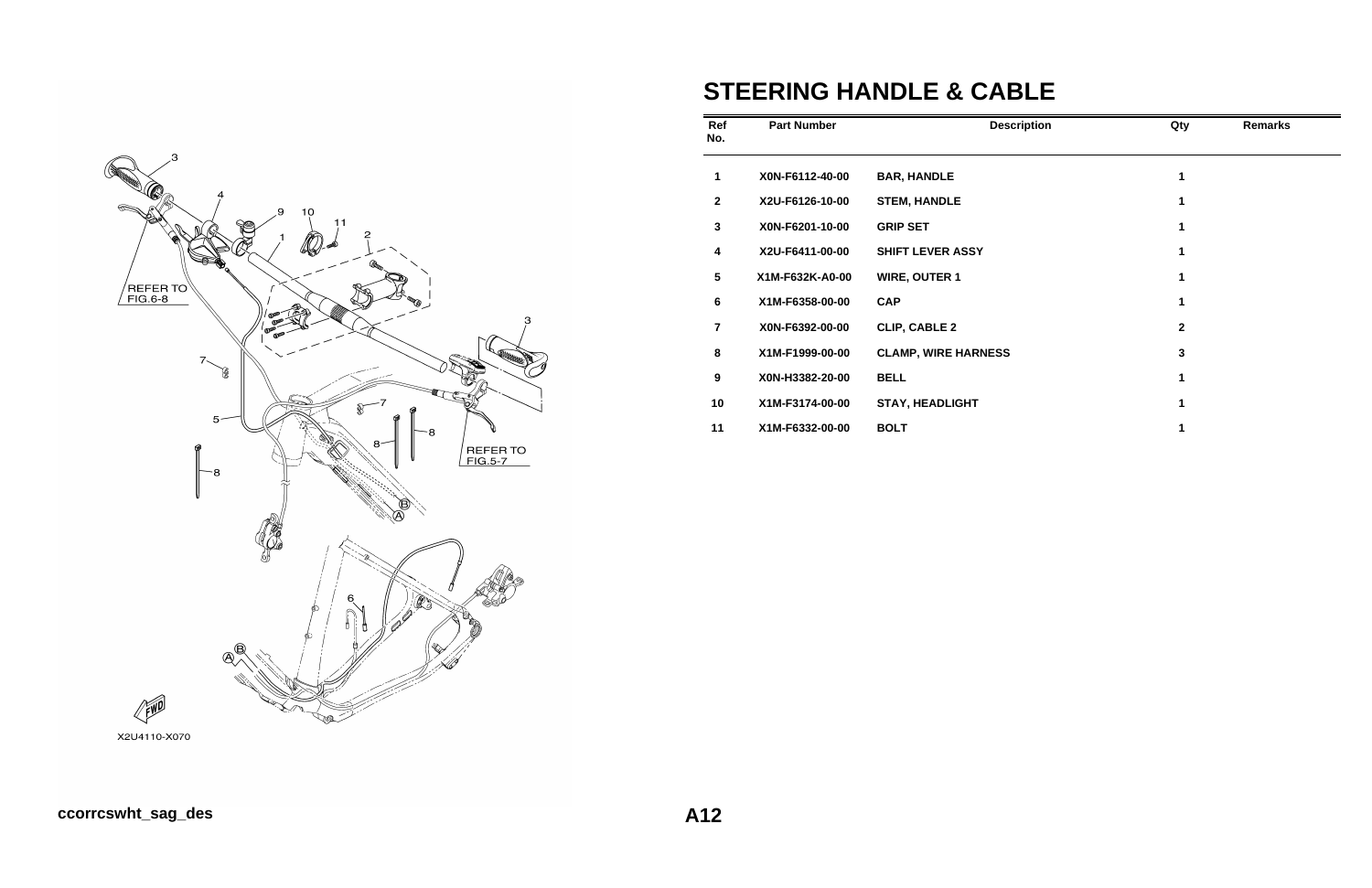# STEERING HANDLE & CABLE

| Ref No. | Part Number | Description | Qty | Remarks |
| --- | --- | --- | --- | --- |
| 1 | X0N-F6112-40-00 | BAR, HANDLE | 1 | |
| 2 | X2U-F6126-10-00 | STEM, HANDLE | 1 | |
| 3 | X0N-F6201-10-00 | GRIP SET | 1 | |
| 4 | X2U-F6411-00-00 | SHIFT LEVER ASSY | 1 | |
| 5 | X1M-F632K-A0-00 | WIRE, OUTER 1 | 1 | |
| 6 | X1M-F6358-00-00 | CAP | 1 | |
| 7 | X0N-F6392-00-00 | CLIP, CABLE 2 | 2 | |
| 8 | X1M-F1999-00-00 | CLAMP, WIRE HARNESS | 3 | |
| 9 | X0N-H3382-20-00 | BELL | 1 | |
| 10 | X1M-F3174-00-00 | STAY, HEADLIGHT | 1 | |
| 11 | X1M-F6332-00-00 | BOLT | 1 | |

REFER TO FIG.6-8

REFER TO FIG.5-7

X2U4110-X070

ccorrcswht_sag_des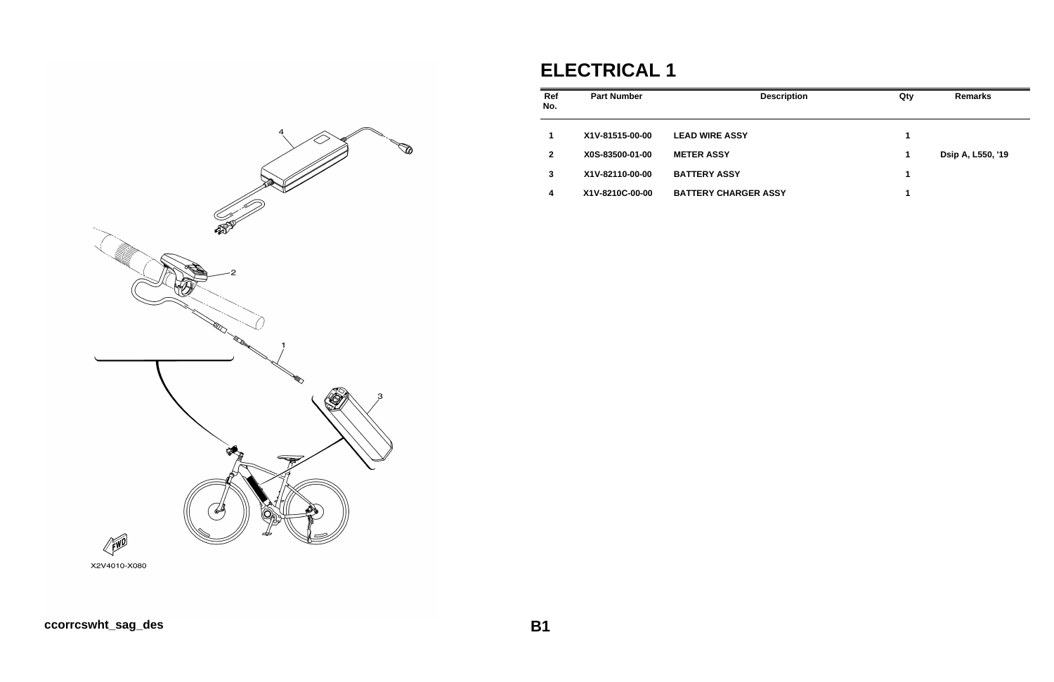# ELECTRICAL 1

| Ref No. | Part Number | Description | Qty | Remarks |
|---|---|---|---|---|
| 1 | X1V-81515-00-00 | LEAD WIRE ASSY | 1 | |
| 2 | X0S-83500-01-00 | METER ASSY | 1 | Dsip A, L550, '19 |
| 3 | X1V-82110-00-00 | BATTERY ASSY | 1 | |
| 4 | X1V-8210C-00-00 | BATTERY CHARGER ASSY | 1 | |

X2V4010-X080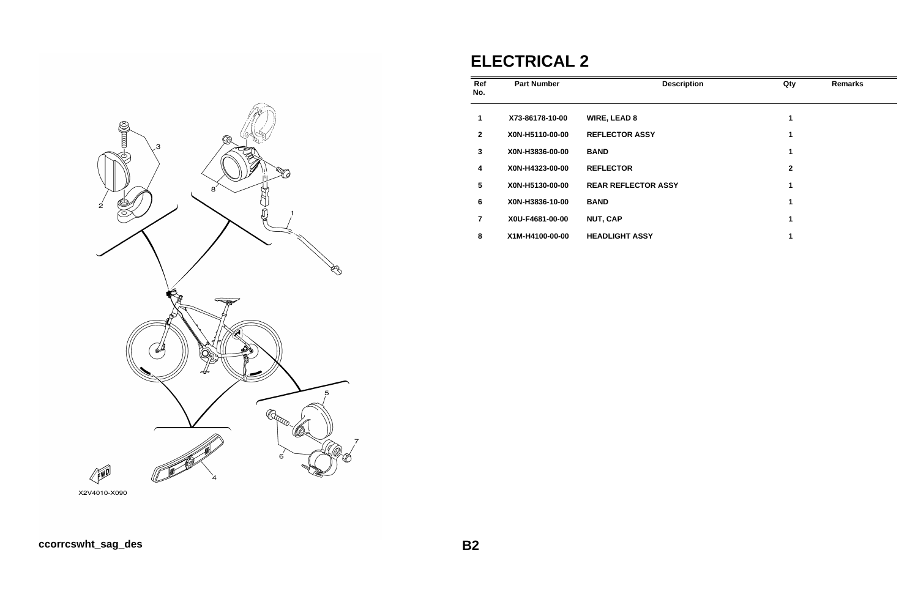# ELECTRICAL 2

| Ref No. | Part Number | Description | Qty | Remarks |
|---|---|---|---|---|
| 1 | X73-86178-10-00 | WIRE, LEAD 8 | 1 | |
| 2 | X0N-H5110-00-00 | REFLECTOR ASSY | 1 | |
| 3 | X0N-H3836-00-00 | BAND | 1 | |
| 4 | X0N-H4323-00-00 | REFLECTOR | 2 | |
| 5 | X0N-H5130-00-00 | REAR REFLECTOR ASSY | 1 | |
| 6 | X0N-H3836-10-00 | BAND | 1 | |
| 7 | X0U-F4681-00-00 | NUT, CAP | 1 | |
| 8 | X1M-H4100-00-00 | HEADLIGHT ASSY | 1 | |

X2V4010-X090

ccorrcswht_sag_des

B2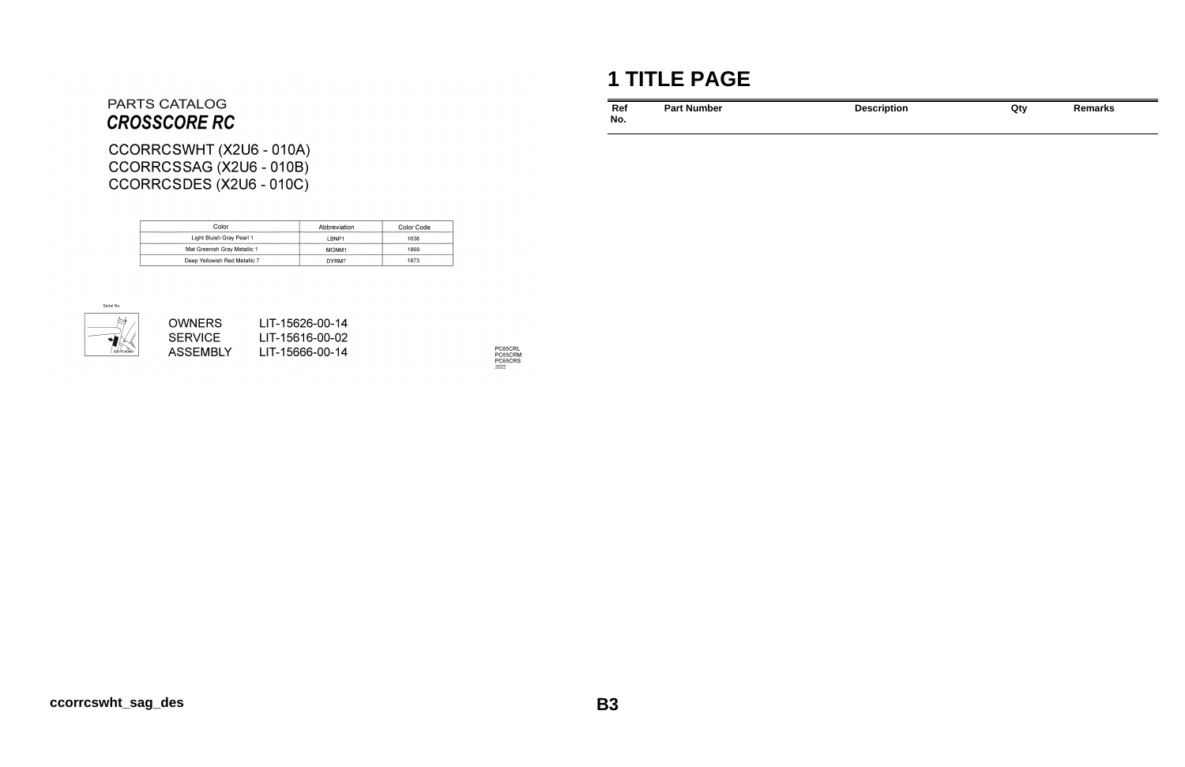PARTS CATALOG

***CROSSCORE RC***

CCORRCSWHT (X2U6 - 010A)
CCORRCSSAG (X2U6 - 010B)
CCORRCSDES (X2U6 - 010C)

| Color | Abbreviation | Color Code |
|---|---|---|
| Light Bluish Gray Pearl 1 | LBNP1 | 1638 |
| Mat Greenish Gray Metallic 1 | MGNM1 | 1869 |
| Deep Yellowish Red Metallic 7 | DYRM7 | 1873 |

Serial No.

| | |
|---|---|
| OWNERS | LIT-15626-00-14 |
| SERVICE | LIT-15616-00-02 |
| ASSEMBLY | LIT-15666-00-14 |

PC65CRL
PC65CRM
PC65CRS
2022

# 1 TITLE PAGE

| Ref No. | Part Number | Description | Qty | Remarks |
|---|---|---|---|---|